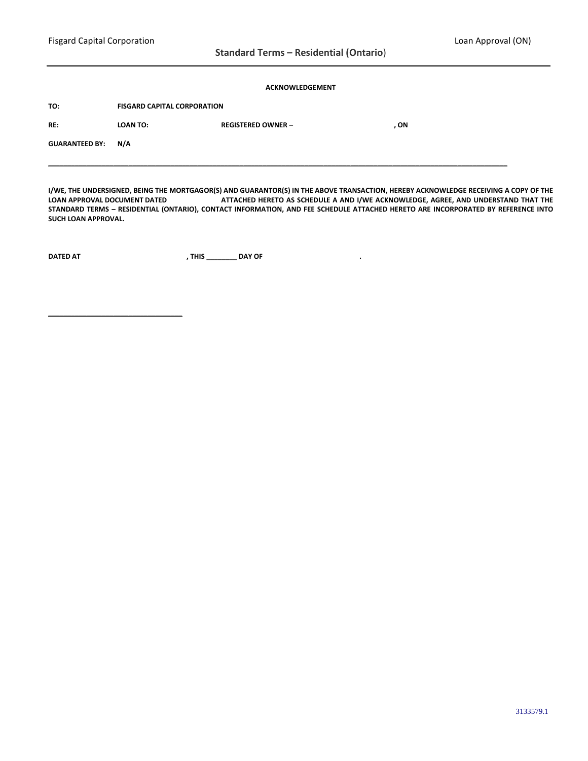## Standard Terms – Residential (Ontario)

**ACKNOWLEDGEMENT**

**TO:** **FISGARD CAPITAL CORPORATION**

**RE:** **LOAN TO:** **REGISTERED OWNER –** **, ON**

**GUARANTEED BY:** **N/A**

---

**I/WE, THE UNDERSIGNED, BEING THE MORTGAGOR(S) AND GUARANTOR(S) IN THE ABOVE TRANSACTION, HEREBY ACKNOWLEDGE RECEIVING A COPY OF THE LOAN APPROVAL DOCUMENT DATED ATTACHED HERETO AS SCHEDULE A AND I/WE ACKNOWLEDGE, AGREE, AND UNDERSTAND THAT THE STANDARD TERMS – RESIDENTIAL (ONTARIO), CONTACT INFORMATION, AND FEE SCHEDULE ATTACHED HERETO ARE INCORPORATED BY REFERENCE INTO SUCH LOAN APPROVAL.**

**DATED AT** **, THIS ________ DAY OF** **.**

________________________________

3133579.1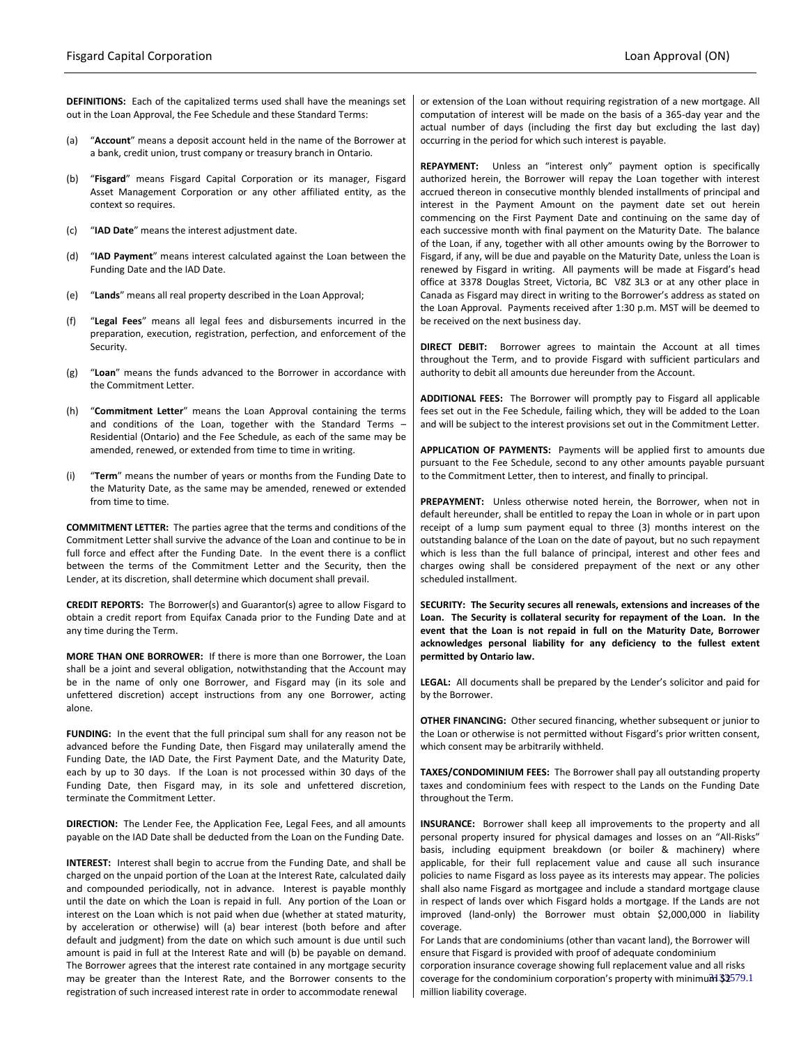**DEFINITIONS:** Each of the capitalized terms used shall have the meanings set out in the Loan Approval, the Fee Schedule and these Standard Terms:

(a) "**Account**" means a deposit account held in the name of the Borrower at a bank, credit union, trust company or treasury branch in Ontario.

(b) "**Fisgard**" means Fisgard Capital Corporation or its manager, Fisgard Asset Management Corporation or any other affiliated entity, as the context so requires.

(c) "**IAD Date**" means the interest adjustment date.

(d) "**IAD Payment**" means interest calculated against the Loan between the Funding Date and the IAD Date.

(e) "**Lands**" means all real property described in the Loan Approval;

(f) "**Legal Fees**" means all legal fees and disbursements incurred in the preparation, execution, registration, perfection, and enforcement of the Security.

(g) "**Loan**" means the funds advanced to the Borrower in accordance with the Commitment Letter.

(h) "**Commitment Letter**" means the Loan Approval containing the terms and conditions of the Loan, together with the Standard Terms – Residential (Ontario) and the Fee Schedule, as each of the same may be amended, renewed, or extended from time to time in writing.

(i) "**Term**" means the number of years or months from the Funding Date to the Maturity Date, as the same may be amended, renewed or extended from time to time.

**COMMITMENT LETTER:** The parties agree that the terms and conditions of the Commitment Letter shall survive the advance of the Loan and continue to be in full force and effect after the Funding Date. In the event there is a conflict between the terms of the Commitment Letter and the Security, then the Lender, at its discretion, shall determine which document shall prevail.

**CREDIT REPORTS:** The Borrower(s) and Guarantor(s) agree to allow Fisgard to obtain a credit report from Equifax Canada prior to the Funding Date and at any time during the Term.

**MORE THAN ONE BORROWER:** If there is more than one Borrower, the Loan shall be a joint and several obligation, notwithstanding that the Account may be in the name of only one Borrower, and Fisgard may (in its sole and unfettered discretion) accept instructions from any one Borrower, acting alone.

**FUNDING:** In the event that the full principal sum shall for any reason not be advanced before the Funding Date, then Fisgard may unilaterally amend the Funding Date, the IAD Date, the First Payment Date, and the Maturity Date, each by up to 30 days. If the Loan is not processed within 30 days of the Funding Date, then Fisgard may, in its sole and unfettered discretion, terminate the Commitment Letter.

**DIRECTION:** The Lender Fee, the Application Fee, Legal Fees, and all amounts payable on the IAD Date shall be deducted from the Loan on the Funding Date.

**INTEREST:** Interest shall begin to accrue from the Funding Date, and shall be charged on the unpaid portion of the Loan at the Interest Rate, calculated daily and compounded periodically, not in advance. Interest is payable monthly until the date on which the Loan is repaid in full. Any portion of the Loan or interest on the Loan which is not paid when due (whether at stated maturity, by acceleration or otherwise) will (a) bear interest (both before and after default and judgment) from the date on which such amount is due until such amount is paid in full at the Interest Rate and will (b) be payable on demand. The Borrower agrees that the interest rate contained in any mortgage security may be greater than the Interest Rate, and the Borrower consents to the registration of such increased interest rate in order to accommodate renewal or extension of the Loan without requiring registration of a new mortgage. All computation of interest will be made on the basis of a 365-day year and the actual number of days (including the first day but excluding the last day) occurring in the period for which such interest is payable.

**REPAYMENT:** Unless an "interest only" payment option is specifically authorized herein, the Borrower will repay the Loan together with interest accrued thereon in consecutive monthly blended installments of principal and interest in the Payment Amount on the payment date set out herein commencing on the First Payment Date and continuing on the same day of each successive month with final payment on the Maturity Date. The balance of the Loan, if any, together with all other amounts owing by the Borrower to Fisgard, if any, will be due and payable on the Maturity Date, unless the Loan is renewed by Fisgard in writing. All payments will be made at Fisgard's head office at 3378 Douglas Street, Victoria, BC V8Z 3L3 or at any other place in Canada as Fisgard may direct in writing to the Borrower's address as stated on the Loan Approval. Payments received after 1:30 p.m. MST will be deemed to be received on the next business day.

**DIRECT DEBIT:** Borrower agrees to maintain the Account at all times throughout the Term, and to provide Fisgard with sufficient particulars and authority to debit all amounts due hereunder from the Account.

**ADDITIONAL FEES:** The Borrower will promptly pay to Fisgard all applicable fees set out in the Fee Schedule, failing which, they will be added to the Loan and will be subject to the interest provisions set out in the Commitment Letter.

**APPLICATION OF PAYMENTS:** Payments will be applied first to amounts due pursuant to the Fee Schedule, second to any other amounts payable pursuant to the Commitment Letter, then to interest, and finally to principal.

**PREPAYMENT:** Unless otherwise noted herein, the Borrower, when not in default hereunder, shall be entitled to repay the Loan in whole or in part upon receipt of a lump sum payment equal to three (3) months interest on the outstanding balance of the Loan on the date of payout, but no such repayment which is less than the full balance of principal, interest and other fees and charges owing shall be considered prepayment of the next or any other scheduled installment.

**SECURITY: The Security secures all renewals, extensions and increases of the Loan. The Security is collateral security for repayment of the Loan. In the event that the Loan is not repaid in full on the Maturity Date, Borrower acknowledges personal liability for any deficiency to the fullest extent permitted by Ontario law.**

**LEGAL:** All documents shall be prepared by the Lender's solicitor and paid for by the Borrower.

**OTHER FINANCING:** Other secured financing, whether subsequent or junior to the Loan or otherwise is not permitted without Fisgard's prior written consent, which consent may be arbitrarily withheld.

**TAXES/CONDOMINIUM FEES:** The Borrower shall pay all outstanding property taxes and condominium fees with respect to the Lands on the Funding Date throughout the Term.

**INSURANCE:** Borrower shall keep all improvements to the property and all personal property insured for physical damages and losses on an "All-Risks" basis, including equipment breakdown (or boiler & machinery) where applicable, for their full replacement value and cause all such insurance policies to name Fisgard as loss payee as its interests may appear. The policies shall also name Fisgard as mortgagee and include a standard mortgage clause in respect of lands over which Fisgard holds a mortgage. If the Lands are not improved (land-only) the Borrower must obtain $2,000,000 in liability coverage.

For Lands that are condominiums (other than vacant land), the Borrower will ensure that Fisgard is provided with proof of adequate condominium corporation insurance coverage showing full replacement value and all risks coverage for the condominium corporation's property with minimum $2 million liability coverage.

3132579.1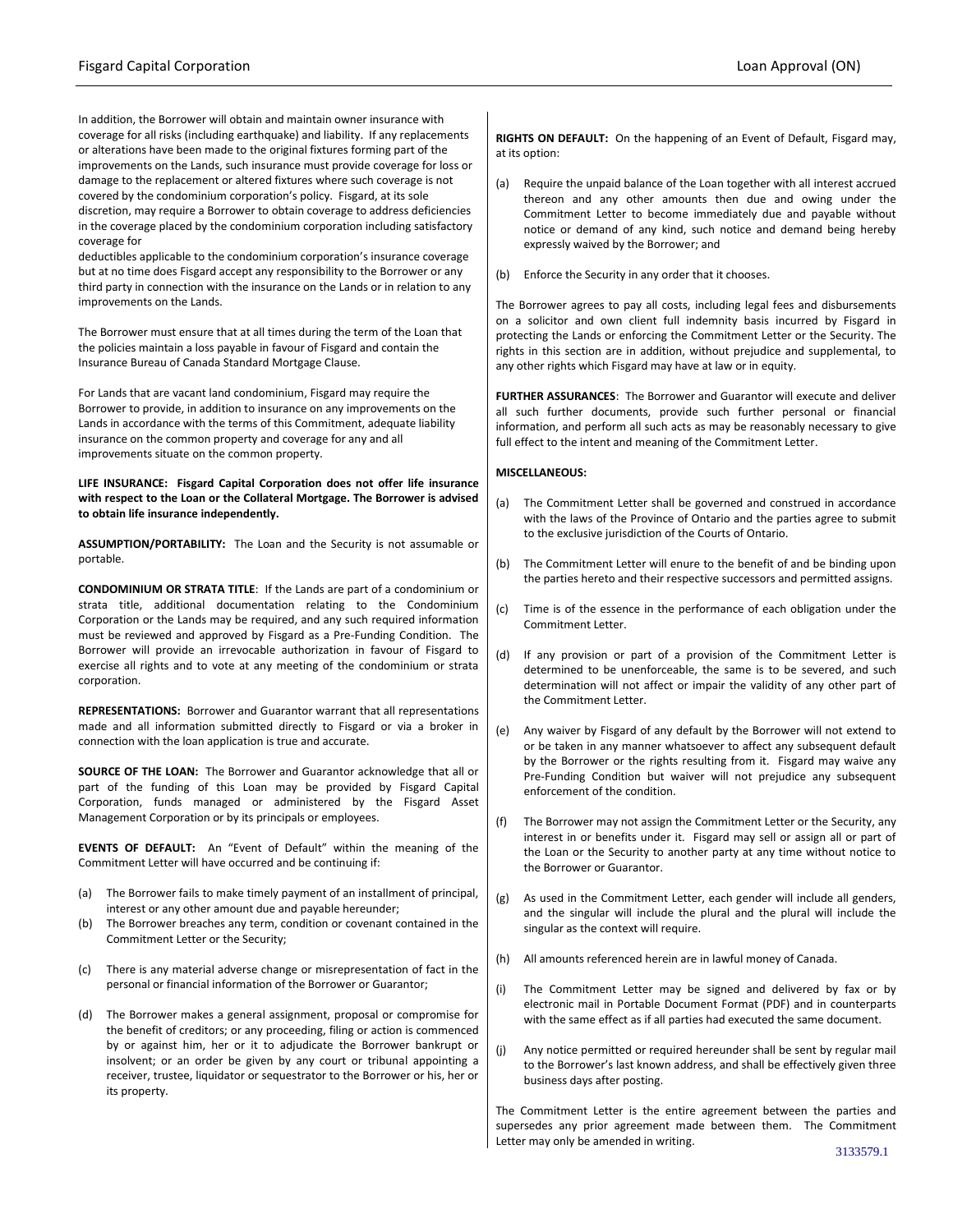In addition, the Borrower will obtain and maintain owner insurance with coverage for all risks (including earthquake) and liability. If any replacements or alterations have been made to the original fixtures forming part of the improvements on the Lands, such insurance must provide coverage for loss or damage to the replacement or altered fixtures where such coverage is not covered by the condominium corporation's policy. Fisgard, at its sole discretion, may require a Borrower to obtain coverage to address deficiencies in the coverage placed by the condominium corporation including satisfactory coverage for deductibles applicable to the condominium corporation's insurance coverage but at no time does Fisgard accept any responsibility to the Borrower or any third party in connection with the insurance on the Lands or in relation to any improvements on the Lands.

The Borrower must ensure that at all times during the term of the Loan that the policies maintain a loss payable in favour of Fisgard and contain the Insurance Bureau of Canada Standard Mortgage Clause.

For Lands that are vacant land condominium, Fisgard may require the Borrower to provide, in addition to insurance on any improvements on the Lands in accordance with the terms of this Commitment, adequate liability insurance on the common property and coverage for any and all improvements situate on the common property.

**LIFE INSURANCE: Fisgard Capital Corporation does not offer life insurance with respect to the Loan or the Collateral Mortgage. The Borrower is advised to obtain life insurance independently.**

**ASSUMPTION/PORTABILITY:** The Loan and the Security is not assumable or portable.

**CONDOMINIUM OR STRATA TITLE**: If the Lands are part of a condominium or strata title, additional documentation relating to the Condominium Corporation or the Lands may be required, and any such required information must be reviewed and approved by Fisgard as a Pre-Funding Condition. The Borrower will provide an irrevocable authorization in favour of Fisgard to exercise all rights and to vote at any meeting of the condominium or strata corporation.

**REPRESENTATIONS:** Borrower and Guarantor warrant that all representations made and all information submitted directly to Fisgard or via a broker in connection with the loan application is true and accurate.

**SOURCE OF THE LOAN:** The Borrower and Guarantor acknowledge that all or part of the funding of this Loan may be provided by Fisgard Capital Corporation, funds managed or administered by the Fisgard Asset Management Corporation or by its principals or employees.

**EVENTS OF DEFAULT:** An "Event of Default" within the meaning of the Commitment Letter will have occurred and be continuing if:

(a) The Borrower fails to make timely payment of an installment of principal, interest or any other amount due and payable hereunder;

(b) The Borrower breaches any term, condition or covenant contained in the Commitment Letter or the Security;

(c) There is any material adverse change or misrepresentation of fact in the personal or financial information of the Borrower or Guarantor;

(d) The Borrower makes a general assignment, proposal or compromise for the benefit of creditors; or any proceeding, filing or action is commenced by or against him, her or it to adjudicate the Borrower bankrupt or insolvent; or an order be given by any court or tribunal appointing a receiver, trustee, liquidator or sequestrator to the Borrower or his, her or its property.

**RIGHTS ON DEFAULT:** On the happening of an Event of Default, Fisgard may, at its option:

(a) Require the unpaid balance of the Loan together with all interest accrued thereon and any other amounts then due and owing under the Commitment Letter to become immediately due and payable without notice or demand of any kind, such notice and demand being hereby expressly waived by the Borrower; and

(b) Enforce the Security in any order that it chooses.

The Borrower agrees to pay all costs, including legal fees and disbursements on a solicitor and own client full indemnity basis incurred by Fisgard in protecting the Lands or enforcing the Commitment Letter or the Security. The rights in this section are in addition, without prejudice and supplemental, to any other rights which Fisgard may have at law or in equity.

**FURTHER ASSURANCES**: The Borrower and Guarantor will execute and deliver all such further documents, provide such further personal or financial information, and perform all such acts as may be reasonably necessary to give full effect to the intent and meaning of the Commitment Letter.

**MISCELLANEOUS:**

(a) The Commitment Letter shall be governed and construed in accordance with the laws of the Province of Ontario and the parties agree to submit to the exclusive jurisdiction of the Courts of Ontario.

(b) The Commitment Letter will enure to the benefit of and be binding upon the parties hereto and their respective successors and permitted assigns.

(c) Time is of the essence in the performance of each obligation under the Commitment Letter.

(d) If any provision or part of a provision of the Commitment Letter is determined to be unenforceable, the same is to be severed, and such determination will not affect or impair the validity of any other part of the Commitment Letter.

(e) Any waiver by Fisgard of any default by the Borrower will not extend to or be taken in any manner whatsoever to affect any subsequent default by the Borrower or the rights resulting from it. Fisgard may waive any Pre-Funding Condition but waiver will not prejudice any subsequent enforcement of the condition.

(f) The Borrower may not assign the Commitment Letter or the Security, any interest in or benefits under it. Fisgard may sell or assign all or part of the Loan or the Security to another party at any time without notice to the Borrower or Guarantor.

(g) As used in the Commitment Letter, each gender will include all genders, and the singular will include the plural and the plural will include the singular as the context will require.

(h) All amounts referenced herein are in lawful money of Canada.

(i) The Commitment Letter may be signed and delivered by fax or by electronic mail in Portable Document Format (PDF) and in counterparts with the same effect as if all parties had executed the same document.

(j) Any notice permitted or required hereunder shall be sent by regular mail to the Borrower's last known address, and shall be effectively given three business days after posting.

The Commitment Letter is the entire agreement between the parties and supersedes any prior agreement made between them. The Commitment Letter may only be amended in writing.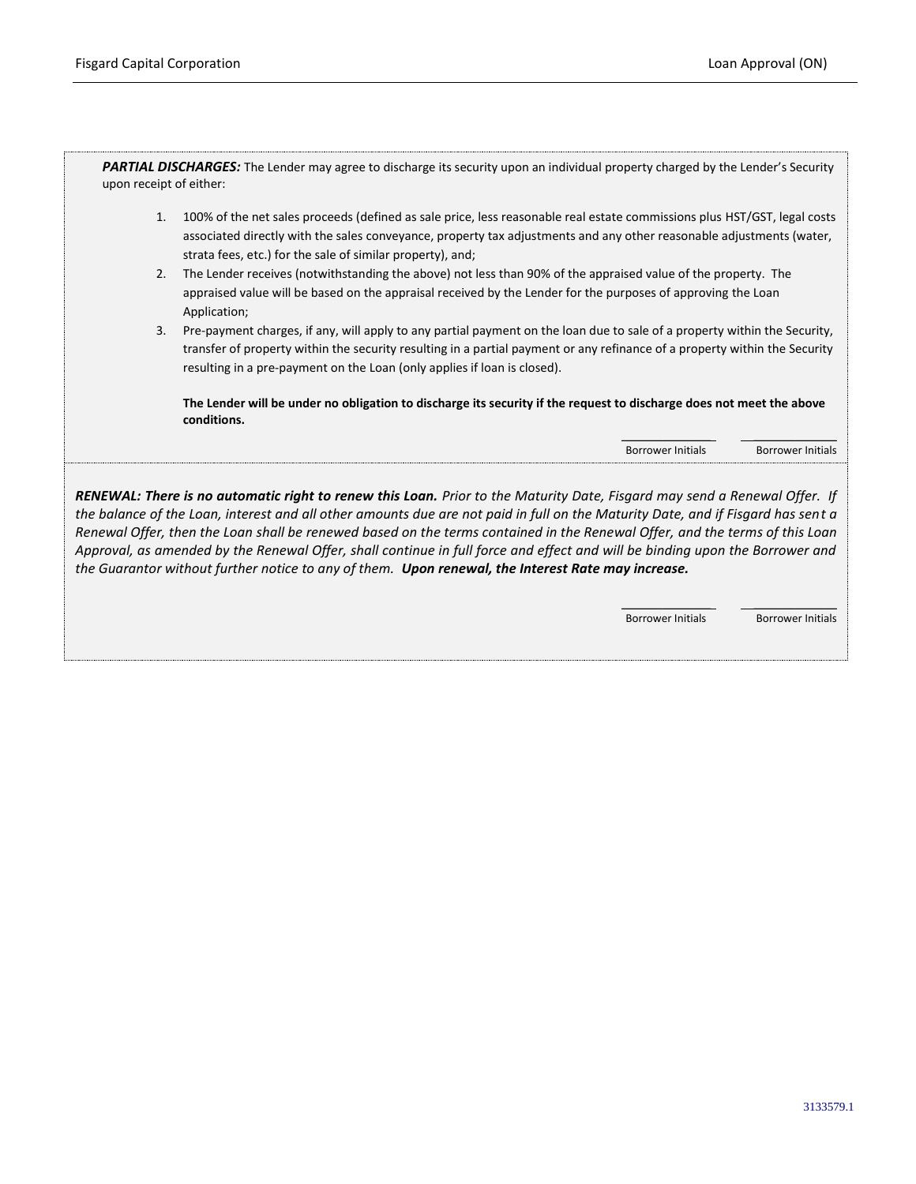***PARTIAL DISCHARGES:*** The Lender may agree to discharge its security upon an individual property charged by the Lender's Security upon receipt of either:

1. 100% of the net sales proceeds (defined as sale price, less reasonable real estate commissions plus HST/GST, legal costs associated directly with the sales conveyance, property tax adjustments and any other reasonable adjustments (water, strata fees, etc.) for the sale of similar property), and;
2. The Lender receives (notwithstanding the above) not less than 90% of the appraised value of the property. The appraised value will be based on the appraisal received by the Lender for the purposes of approving the Loan Application;
3. Pre-payment charges, if any, will apply to any partial payment on the loan due to sale of a property within the Security, transfer of property within the security resulting in a partial payment or any refinance of a property within the Security resulting in a pre-payment on the Loan (only applies if loan is closed).

   **The Lender will be under no obligation to discharge its security if the request to discharge does not meet the above conditions.**

\_\_\_\_\_\_\_\_\_\_\_\_ Borrower Initials　　\_\_\_\_\_\_\_\_\_\_\_\_ Borrower Initials

***RENEWAL: There is no automatic right to renew this Loan.*** *Prior to the Maturity Date, Fisgard may send a Renewal Offer. If the balance of the Loan, interest and all other amounts due are not paid in full on the Maturity Date, and if Fisgard has sent a Renewal Offer, then the Loan shall be renewed based on the terms contained in the Renewal Offer, and the terms of this Loan Approval, as amended by the Renewal Offer, shall continue in full force and effect and will be binding upon the Borrower and the Guarantor without further notice to any of them.* ***Upon renewal, the Interest Rate may increase.***

\_\_\_\_\_\_\_\_\_\_\_\_ Borrower Initials　　\_\_\_\_\_\_\_\_\_\_\_\_ Borrower Initials

3133579.1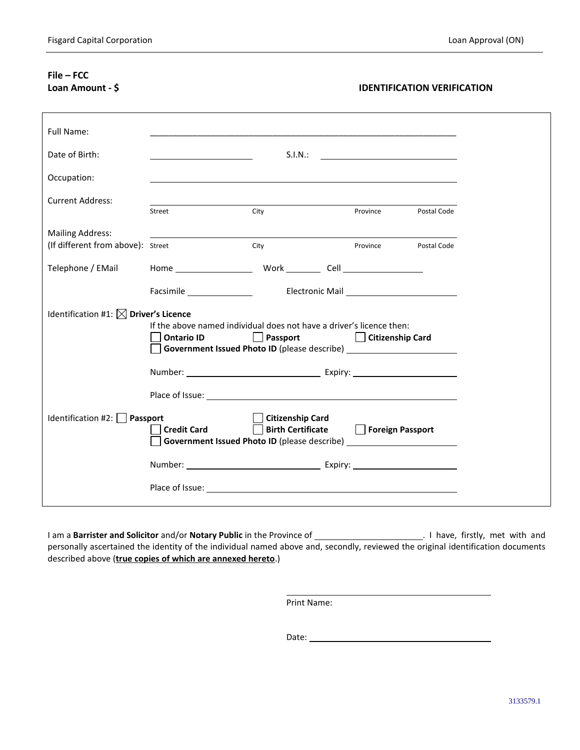**File – FCC**
**Loan Amount - $**

**IDENTIFICATION VERIFICATION**

Full Name: ____________________________________________

Date of Birth: ____________________ S.I.N.: ____________________

Occupation: ____________________________________________

Current Address: ____________________________________________
Street City Province Postal Code

Mailing Address:
(If different from above): ____________________________________________
Street City Province Postal Code

Telephone / EMail Home ______________ Work ________ Cell ______________

Facsimile ______________ Electronic Mail ____________________

Identification #1: ☒ **Driver's Licence**

If the above named individual does not have a driver's licence then:

☐ **Ontario ID** ☐ **Passport** ☐ **Citizenship Card**
☐ **Government Issued Photo ID** (please describe) ____________________

Number: ____________________ Expiry: ____________________

Place of Issue: ____________________________________________

Identification #2: ☐ **Passport** ☐ **Citizenship Card**
☐ **Credit Card** ☐ **Birth Certificate** ☐ **Foreign Passport**
☐ **Government Issued Photo ID** (please describe) ____________________

Number: ____________________ Expiry: ____________________

Place of Issue: ____________________________________________

I am a **Barrister and Solicitor** and/or **Notary Public** in the Province of ____________________. I have, firstly, met with and personally ascertained the identity of the individual named above and, secondly, reviewed the original identification documents described above (**true copies of which are annexed hereto**.)

____________________________________________
Print Name:

Date: ____________________________________________

3133579.1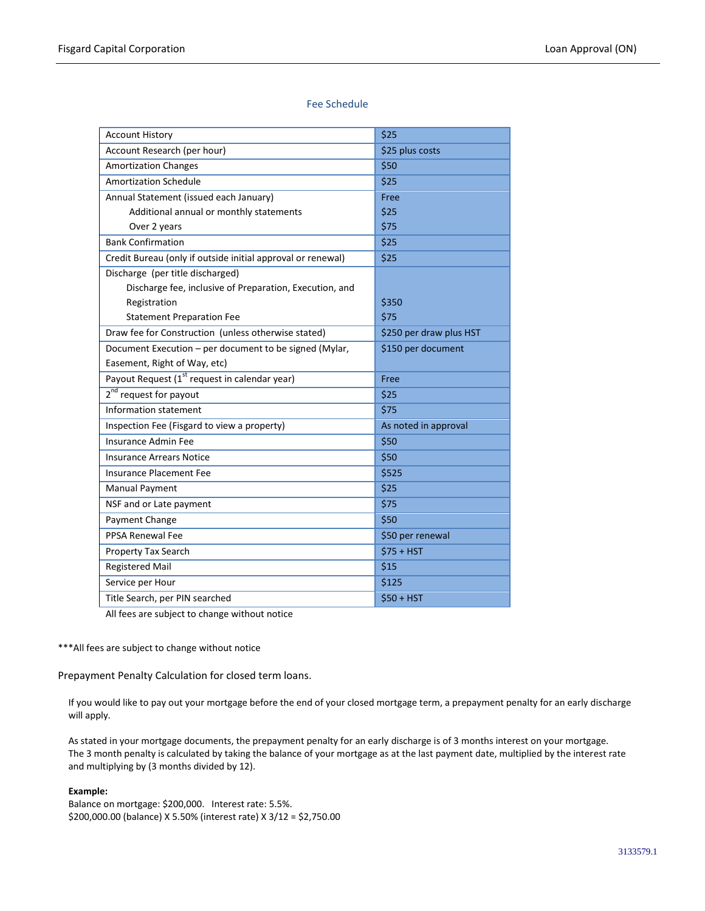## Fee Schedule

| | |
|---|---|
| Account History | $25 |
| Account Research (per hour) | $25 plus costs |
| Amortization Changes | $50 |
| Amortization Schedule | $25 |
| Annual Statement (issued each January) | Free |
| Additional annual or monthly statements | $25 |
| Over 2 years | $75 |
| Bank Confirmation | $25 |
| Credit Bureau (only if outside initial approval or renewal) | $25 |
| Discharge (per title discharged) | |
| Discharge fee, inclusive of Preparation, Execution, and Registration | $350 |
| Statement Preparation Fee | $75 |
| Draw fee for Construction (unless otherwise stated) | $250 per draw plus HST |
| Document Execution – per document to be signed (Mylar, Easement, Right of Way, etc) | $150 per document |
| Payout Request (1st request in calendar year) | Free |
| 2nd request for payout | $25 |
| Information statement | $75 |
| Inspection Fee (Fisgard to view a property) | As noted in approval |
| Insurance Admin Fee | $50 |
| Insurance Arrears Notice | $50 |
| Insurance Placement Fee | $525 |
| Manual Payment | $25 |
| NSF and or Late payment | $75 |
| Payment Change | $50 |
| PPSA Renewal Fee | $50 per renewal |
| Property Tax Search | $75 + HST |
| Registered Mail | $15 |
| Service per Hour | $125 |
| Title Search, per PIN searched | $50 + HST |

All fees are subject to change without notice

***All fees are subject to change without notice

### Prepayment Penalty Calculation for closed term loans.

If you would like to pay out your mortgage before the end of your closed mortgage term, a prepayment penalty for an early discharge will apply.

As stated in your mortgage documents, the prepayment penalty for an early discharge is of 3 months interest on your mortgage. The 3 month penalty is calculated by taking the balance of your mortgage as at the last payment date, multiplied by the interest rate and multiplying by (3 months divided by 12).

**Example:**
Balance on mortgage: $200,000. Interest rate: 5.5%.
$200,000.00 (balance) X 5.50% (interest rate) X 3/12 = $2,750.00

3133579.1